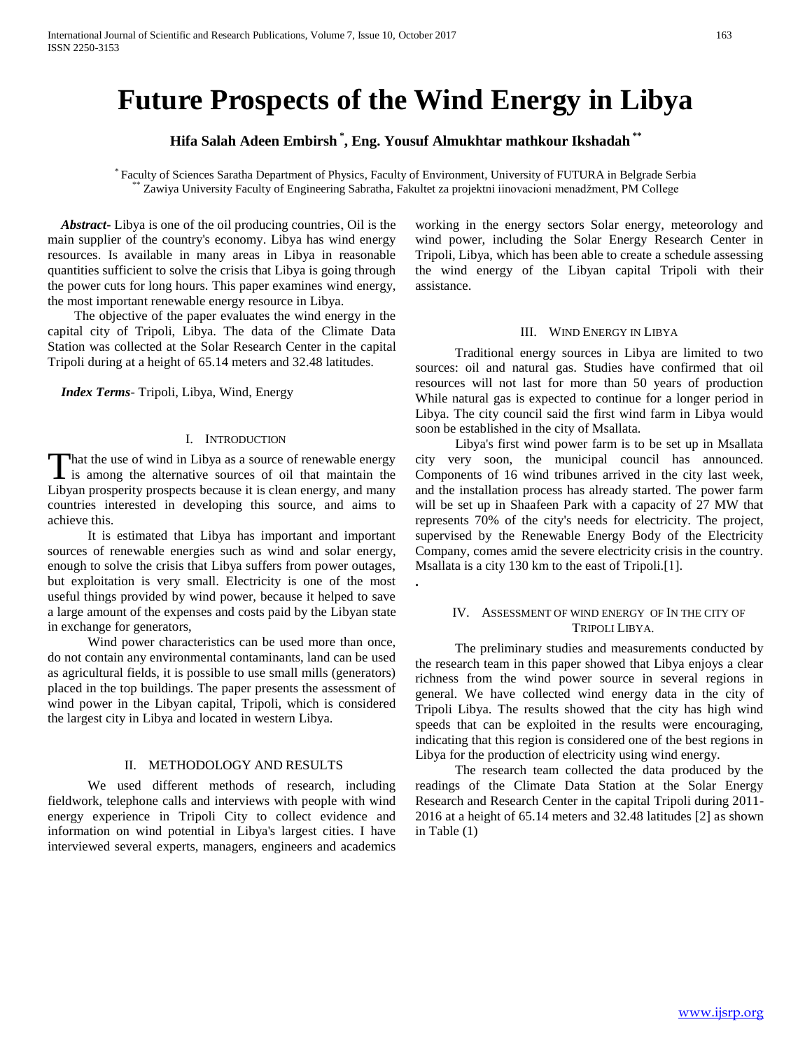# Future Prospects of the Wind Energy in Libya

**Hifa Salah Adeen Embirsh [*], Eng. Yousuf Almukhtar mathkour Ikshadah [**]**

[*] Faculty of Sciences Saratha Department of Physics, Faculty of Environment, University of FUTURA in Belgrade Serbia
[**] Zawiya University Faculty of Engineering Sabratha, Fakultet za projektni iinovacioni menadžment, PM College

***Abstract-*** Libya is one of the oil producing countries, Oil is the main supplier of the country's economy. Libya has wind energy resources. Is available in many areas in Libya in reasonable quantities sufficient to solve the crisis that Libya is going through the power cuts for long hours. This paper examines wind energy, the most important renewable energy resource in Libya.

The objective of the paper evaluates the wind energy in the capital city of Tripoli, Libya. The data of the Climate Data Station was collected at the Solar Research Center in the capital Tripoli during at a height of 65.14 meters and 32.48 latitudes.

***Index Terms-*** Tripoli, Libya, Wind, Energy

## I. Introduction

That the use of wind in Libya as a source of renewable energy is among the alternative sources of oil that maintain the Libyan prosperity prospects because it is clean energy, and many countries interested in developing this source, and aims to achieve this.

It is estimated that Libya has important and important sources of renewable energies such as wind and solar energy, enough to solve the crisis that Libya suffers from power outages, but exploitation is very small. Electricity is one of the most useful things provided by wind power, because it helped to save a large amount of the expenses and costs paid by the Libyan state in exchange for generators,

Wind power characteristics can be used more than once, do not contain any environmental contaminants, land can be used as agricultural fields, it is possible to use small mills (generators) placed in the top buildings. The paper presents the assessment of wind power in the Libyan capital, Tripoli, which is considered the largest city in Libya and located in western Libya.

## II. Methodology and Results

We used different methods of research, including fieldwork, telephone calls and interviews with people with wind energy experience in Tripoli City to collect evidence and information on wind potential in Libya's largest cities. I have interviewed several experts, managers, engineers and academics working in the energy sectors Solar energy, meteorology and wind power, including the Solar Energy Research Center in Tripoli, Libya, which has been able to create a schedule assessing the wind energy of the Libyan capital Tripoli with their assistance.

## III. Wind Energy in Libya

Traditional energy sources in Libya are limited to two sources: oil and natural gas. Studies have confirmed that oil resources will not last for more than 50 years of production While natural gas is expected to continue for a longer period in Libya. The city council said the first wind farm in Libya would soon be established in the city of Msallata.

Libya's first wind power farm is to be set up in Msallata city very soon, the municipal council has announced. Components of 16 wind tribunes arrived in the city last week, and the installation process has already started. The power farm will be set up in Shaafeen Park with a capacity of 27 MW that represents 70% of the city's needs for electricity. The project, supervised by the Renewable Energy Body of the Electricity Company, comes amid the severe electricity crisis in the country. Msallata is a city 130 km to the east of Tripoli.[1].

.

## IV. Assessment of wind energy of In the city of Tripoli Libya.

The preliminary studies and measurements conducted by the research team in this paper showed that Libya enjoys a clear richness from the wind power source in several regions in general. We have collected wind energy data in the city of Tripoli Libya. The results showed that the city has high wind speeds that can be exploited in the results were encouraging, indicating that this region is considered one of the best regions in Libya for the production of electricity using wind energy.

The research team collected the data produced by the readings of the Climate Data Station at the Solar Energy Research and Research Center in the capital Tripoli during 2011-2016 at a height of 65.14 meters and 32.48 latitudes [2] as shown in Table (1)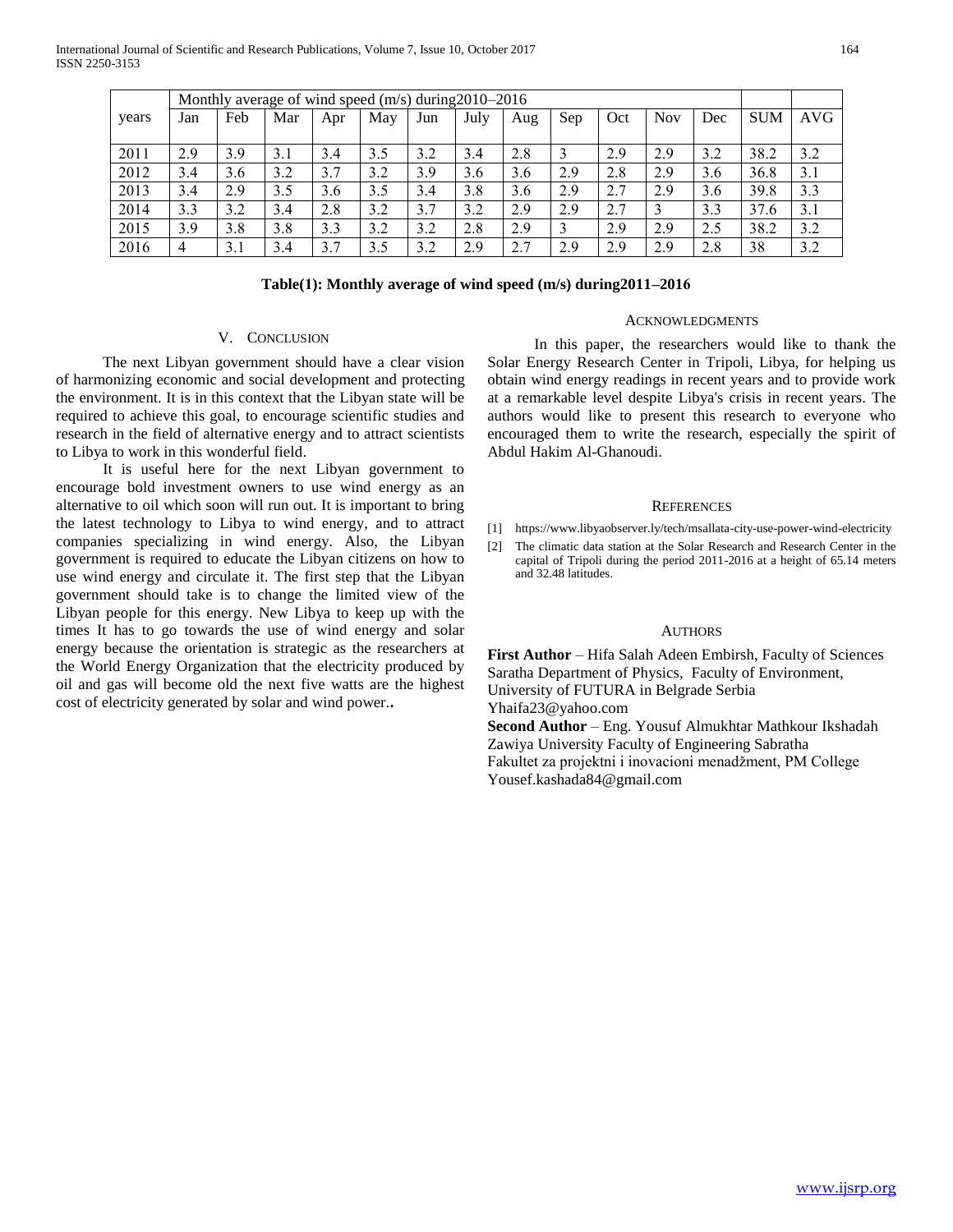| years | Monthly average of wind speed (m/s) during2010–2016 | | | | | | | | | | | | SUM | AVG |
|---|---|---|---|---|---|---|---|---|---|---|---|---|---|---|
| | Jan | Feb | Mar | Apr | May | Jun | July | Aug | Sep | Oct | Nov | Dec | | |
| 2011 | 2.9 | 3.9 | 3.1 | 3.4 | 3.5 | 3.2 | 3.4 | 2.8 | 3 | 2.9 | 2.9 | 3.2 | 38.2 | 3.2 |
| 2012 | 3.4 | 3.6 | 3.2 | 3.7 | 3.2 | 3.9 | 3.6 | 3.6 | 2.9 | 2.8 | 2.9 | 3.6 | 36.8 | 3.1 |
| 2013 | 3.4 | 2.9 | 3.5 | 3.6 | 3.5 | 3.4 | 3.8 | 3.6 | 2.9 | 2.7 | 2.9 | 3.6 | 39.8 | 3.3 |
| 2014 | 3.3 | 3.2 | 3.4 | 2.8 | 3.2 | 3.7 | 3.2 | 2.9 | 2.9 | 2.7 | 3 | 3.3 | 37.6 | 3.1 |
| 2015 | 3.9 | 3.8 | 3.8 | 3.3 | 3.2 | 3.2 | 2.8 | 2.9 | 3 | 2.9 | 2.9 | 2.5 | 38.2 | 3.2 |
| 2016 | 4 | 3.1 | 3.4 | 3.7 | 3.5 | 3.2 | 2.9 | 2.7 | 2.9 | 2.9 | 2.9 | 2.8 | 38 | 3.2 |

**Table(1): Monthly average of wind speed (m/s) during2011–2016**

## V. Conclusion

The next Libyan government should have a clear vision of harmonizing economic and social development and protecting the environment. It is in this context that the Libyan state will be required to achieve this goal, to encourage scientific studies and research in the field of alternative energy and to attract scientists to Libya to work in this wonderful field.

It is useful here for the next Libyan government to encourage bold investment owners to use wind energy as an alternative to oil which soon will run out. It is important to bring the latest technology to Libya to wind energy, and to attract companies specializing in wind energy. Also, the Libyan government is required to educate the Libyan citizens on how to use wind energy and circulate it. The first step that the Libyan government should take is to change the limited view of the Libyan people for this energy. New Libya to keep up with the times It has to go towards the use of wind energy and solar energy because the orientation is strategic as the researchers at the World Energy Organization that the electricity produced by oil and gas will become old the next five watts are the highest cost of electricity generated by solar and wind power..

## Acknowledgments

In this paper, the researchers would like to thank the Solar Energy Research Center in Tripoli, Libya, for helping us obtain wind energy readings in recent years and to provide work at a remarkable level despite Libya's crisis in recent years. The authors would like to present this research to everyone who encouraged them to write the research, especially the spirit of Abdul Hakim Al-Ghanoudi.

## References

[1] https://www.libyaobserver.ly/tech/msallata-city-use-power-wind-electricity

[2] The climatic data station at the Solar Research and Research Center in the capital of Tripoli during the period 2011-2016 at a height of 65.14 meters and 32.48 latitudes.

## Authors

**First Author** – Hifa Salah Adeen Embirsh, Faculty of Sciences Saratha Department of Physics, Faculty of Environment, University of FUTURA in Belgrade Serbia
Yhaifa23@yahoo.com

**Second Author** – Eng. Yousuf Almukhtar Mathkour Ikshadah Zawiya University Faculty of Engineering Sabratha
Fakultet za projektni i inovacioni menadžment, PM College
Yousef.kashada84@gmail.com